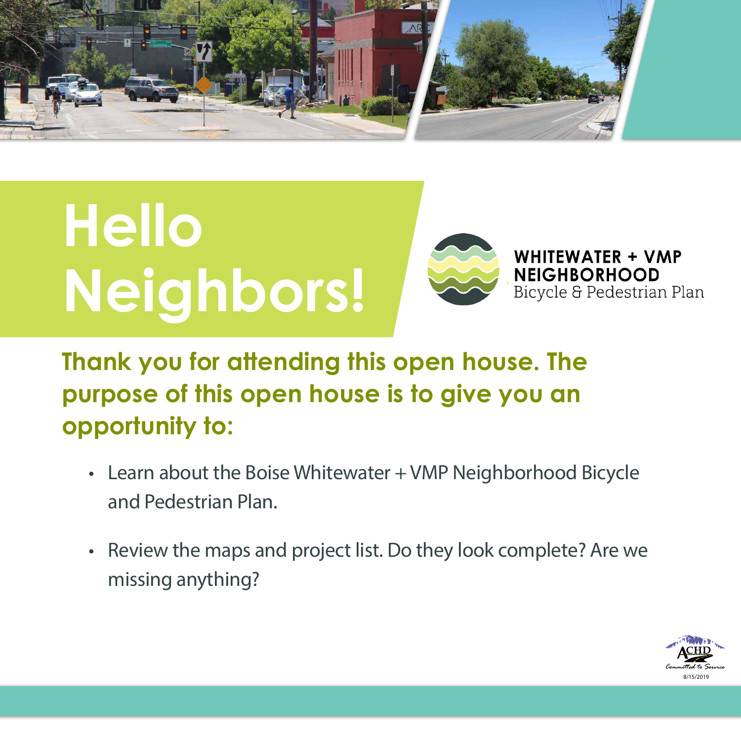# Hello Neighbors!

**WHITEWATER + VMP NEIGHBORHOOD**
Bicycle & Pedestrian Plan

## Thank you for attending this open house. The purpose of this open house is to give you an opportunity to:

- Learn about the Boise Whitewater + VMP Neighborhood Bicycle and Pedestrian Plan.
- Review the maps and project list. Do they look complete? Are we missing anything?

ACHD
Committed to Service
8/15/2019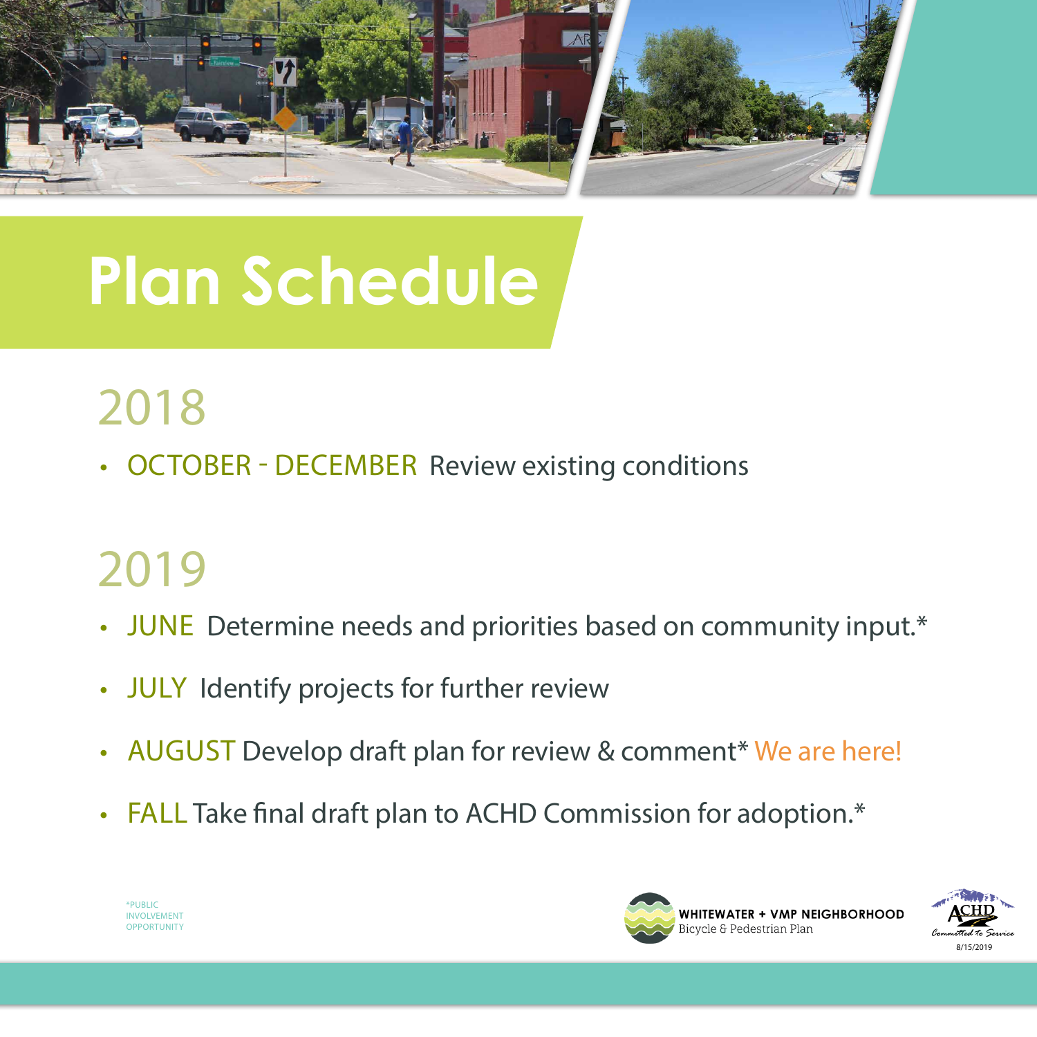# Plan Schedule

## 2018

- OCTOBER - DECEMBER Review existing conditions

## 2019

- JUNE Determine needs and priorities based on community input.*
- JULY Identify projects for further review
- AUGUST Develop draft plan for review & comment* We are here!
- FALL Take final draft plan to ACHD Commission for adoption.*

*PUBLIC INVOLVEMENT OPPORTUNITY

WHITEWATER + VMP NEIGHBORHOOD
Bicycle & Pedestrian Plan

ACHD
Committed to Service

8/15/2019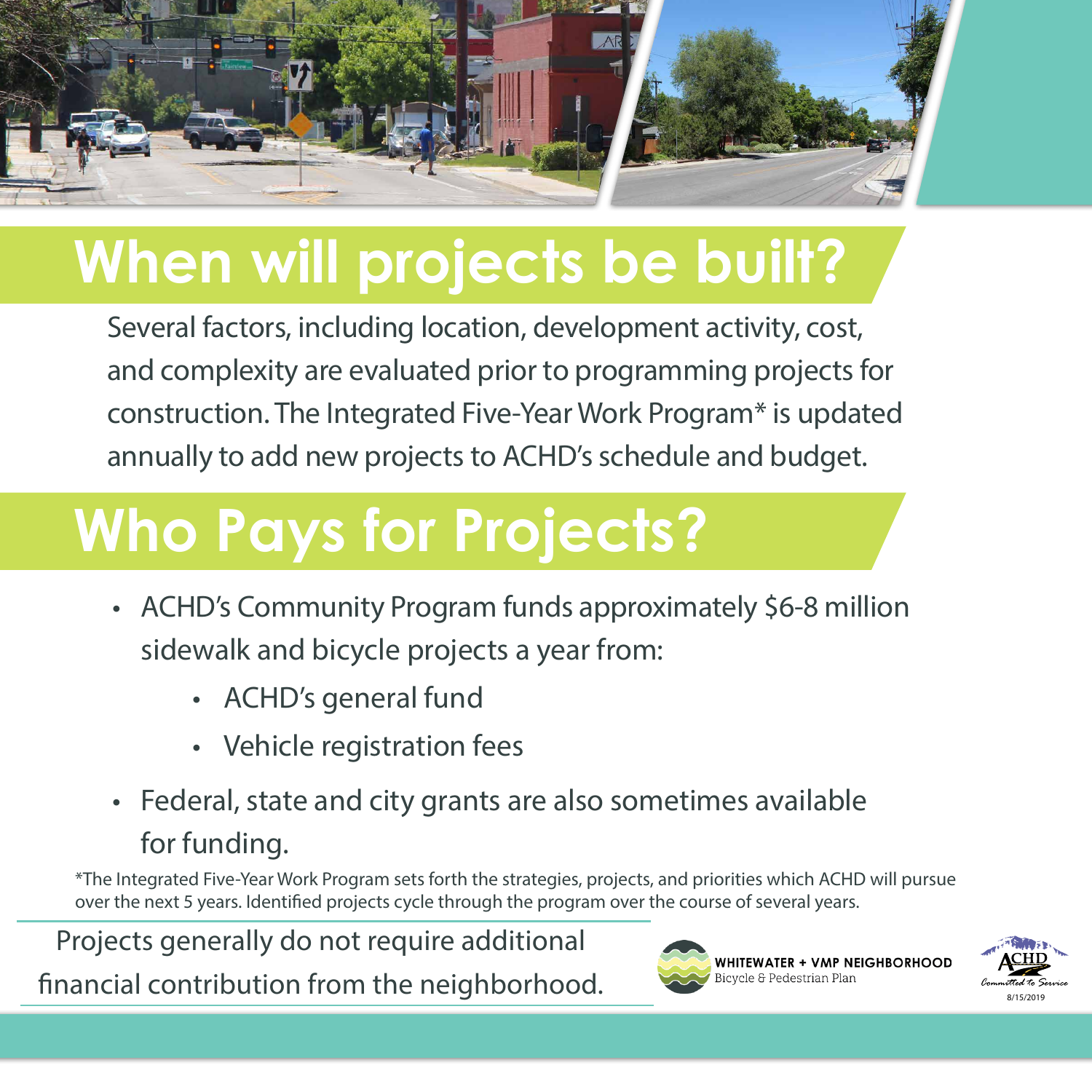# When will projects be built?

Several factors, including location, development activity, cost, and complexity are evaluated prior to programming projects for construction. The Integrated Five-Year Work Program* is updated annually to add new projects to ACHD's schedule and budget.

# Who Pays for Projects?

- ACHD's Community Program funds approximately $6-8 million sidewalk and bicycle projects a year from:
  - ACHD's general fund
  - Vehicle registration fees
- Federal, state and city grants are also sometimes available for funding.

*The Integrated Five-Year Work Program sets forth the strategies, projects, and priorities which ACHD will pursue over the next 5 years. Identified projects cycle through the program over the course of several years.

Projects generally do not require additional financial contribution from the neighborhood.

**WHITEWATER + VMP NEIGHBORHOOD**
Bicycle & Pedestrian Plan

ACHD
Committed to Service
8/15/2019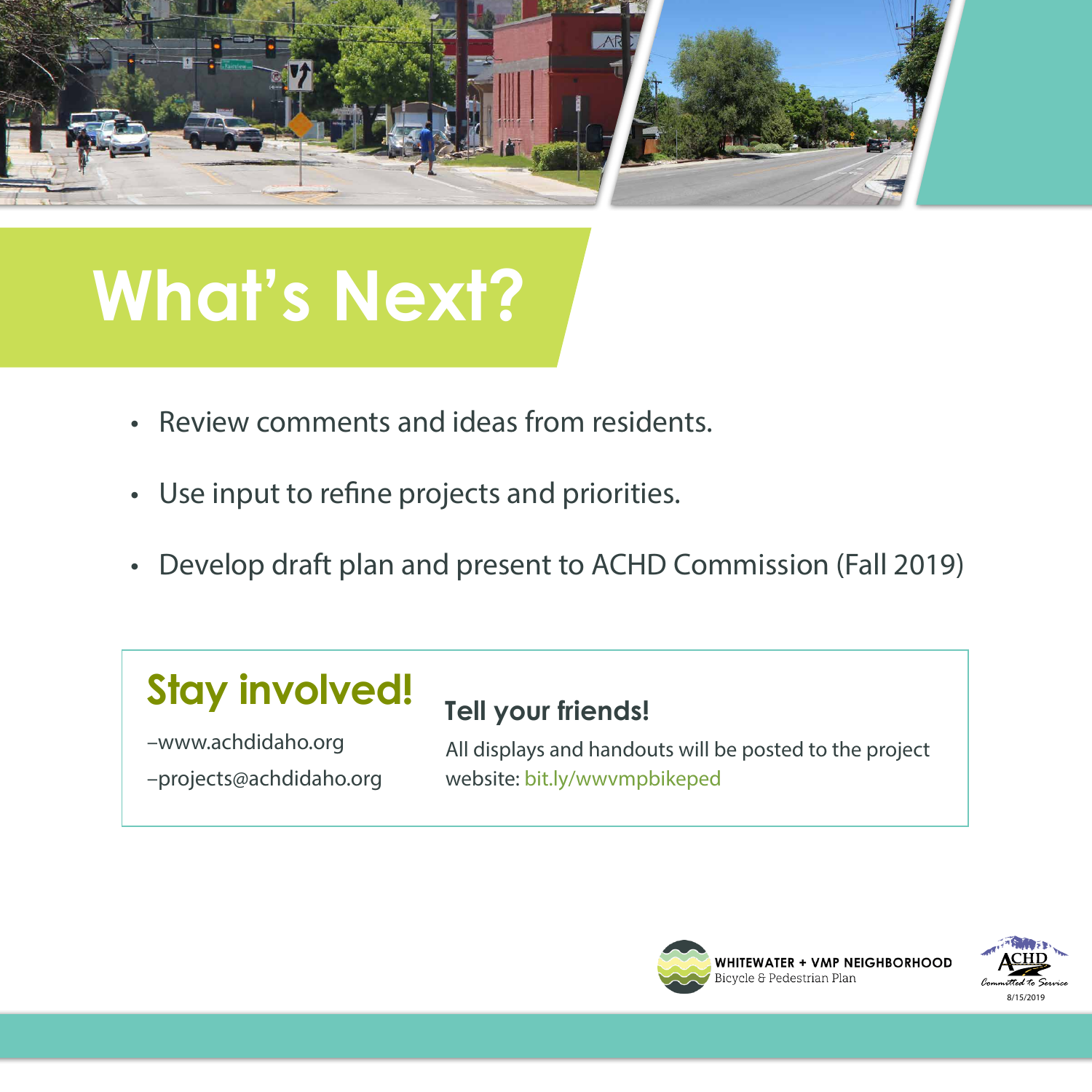# What's Next?

- Review comments and ideas from residents.
- Use input to refine projects and priorities.
- Develop draft plan and present to ACHD Commission (Fall 2019)

## Stay involved!

–www.achdidaho.org

–projects@achdidaho.org

### Tell your friends!

All displays and handouts will be posted to the project website: bit.ly/wwvmpbikeped

WHITEWATER + VMP NEIGHBORHOOD
Bicycle & Pedestrian Plan

ACHD
Committed to Service

8/15/2019